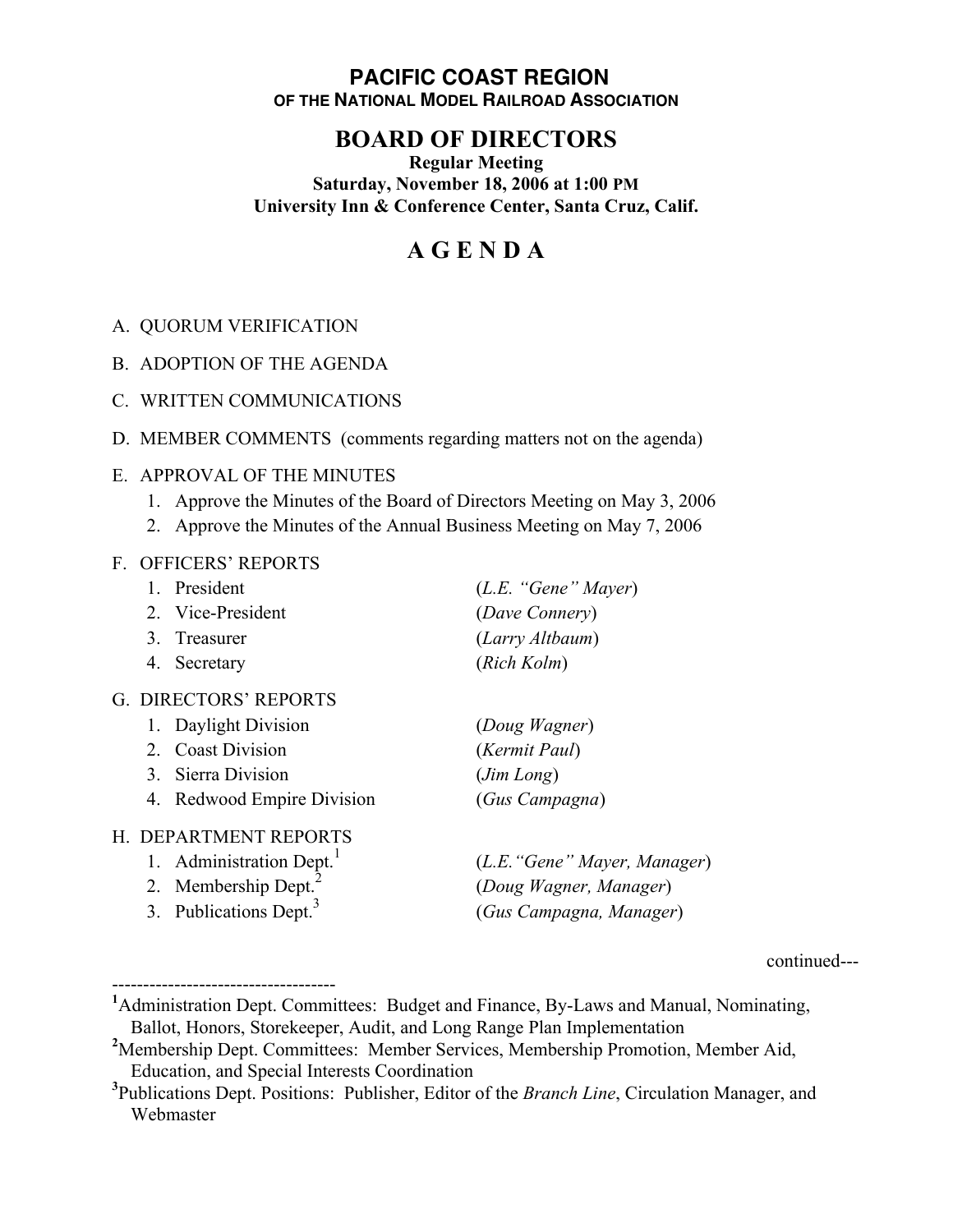# PACIFIC COAST REGION

**OF THE NATIONAL MODEL RAILROAD ASSOCIATION**

## BOARD OF DIRECTORS

**Regular Meeting**
**Saturday, November 18, 2006 at 1:00 PM**
**University Inn & Conference Center, Santa Cruz, Calif.**

# A G E N D A

A. QUORUM VERIFICATION

B. ADOPTION OF THE AGENDA

C. WRITTEN COMMUNICATIONS

D. MEMBER COMMENTS (comments regarding matters not on the agenda)

E. APPROVAL OF THE MINUTES
1. Approve the Minutes of the Board of Directors Meeting on May 3, 2006
2. Approve the Minutes of the Annual Business Meeting on May 7, 2006

F. OFFICERS' REPORTS
1. President (*L.E. "Gene" Mayer*)
2. Vice-President (*Dave Connery*)
3. Treasurer (*Larry Altbaum*)
4. Secretary (*Rich Kolm*)

G. DIRECTORS' REPORTS
1. Daylight Division (*Doug Wagner*)
2. Coast Division (*Kermit Paul*)
3. Sierra Division (*Jim Long*)
4. Redwood Empire Division (*Gus Campagna*)

H. DEPARTMENT REPORTS
1. Administration Dept.[1] (*L.E."Gene" Mayer, Manager*)
2. Membership Dept.[2] (*Doug Wagner, Manager*)
3. Publications Dept.[3] (*Gus Campagna, Manager*)

continued---

-----------------------------------

[1]Administration Dept. Committees: Budget and Finance, By-Laws and Manual, Nominating, Ballot, Honors, Storekeeper, Audit, and Long Range Plan Implementation

[2]Membership Dept. Committees: Member Services, Membership Promotion, Member Aid, Education, and Special Interests Coordination

[3]Publications Dept. Positions: Publisher, Editor of the *Branch Line*, Circulation Manager, and Webmaster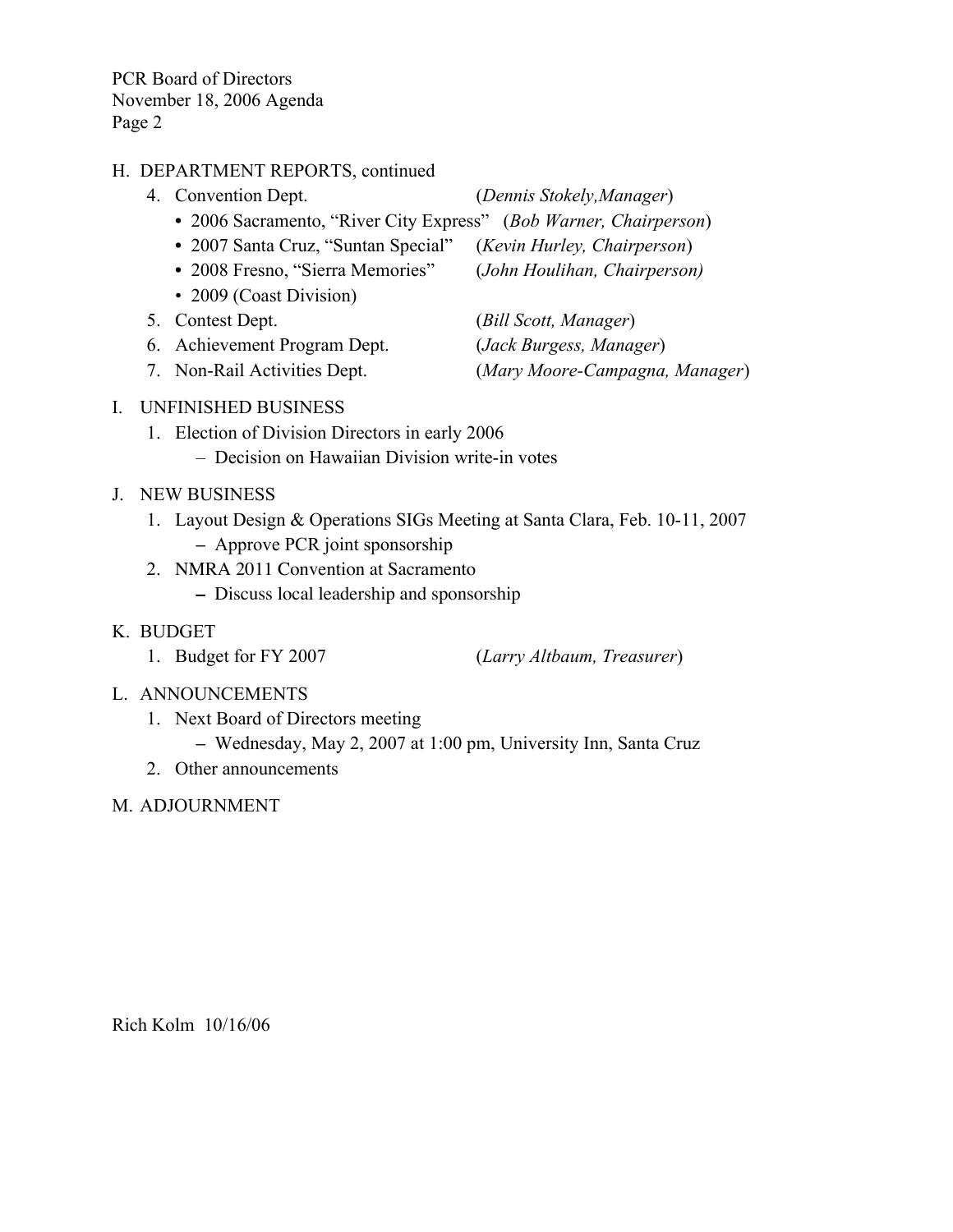H. DEPARTMENT REPORTS, continued

4. Convention Dept. (*Dennis Stokely,Manager*)
   - 2006 Sacramento, "River City Express" (*Bob Warner, Chairperson*)
   - 2007 Santa Cruz, "Suntan Special" (*Kevin Hurley, Chairperson*)
   - 2008 Fresno, "Sierra Memories" (*John Houlihan, Chairperson)*
   - 2009 (Coast Division)
5. Contest Dept. (*Bill Scott, Manager*)
6. Achievement Program Dept. (*Jack Burgess, Manager*)
7. Non-Rail Activities Dept. (*Mary Moore-Campagna, Manager*)

I. UNFINISHED BUSINESS

1. Election of Division Directors in early 2006
   – Decision on Hawaiian Division write-in votes

J. NEW BUSINESS

1. Layout Design & Operations SIGs Meeting at Santa Clara, Feb. 10-11, 2007
   – Approve PCR joint sponsorship
2. NMRA 2011 Convention at Sacramento
   – Discuss local leadership and sponsorship

K. BUDGET

1. Budget for FY 2007 (*Larry Altbaum, Treasurer*)

L. ANNOUNCEMENTS

1. Next Board of Directors meeting
   – Wednesday, May 2, 2007 at 1:00 pm, University Inn, Santa Cruz
2. Other announcements

M. ADJOURNMENT

Rich Kolm 10/16/06